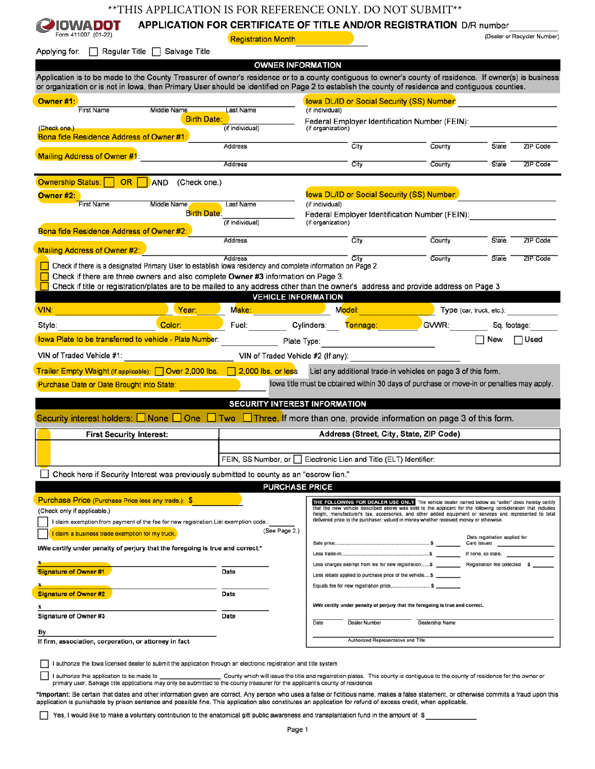**THIS APPLICATION IS FOR REFERENCE ONLY. DO NOT SUBMIT**

IOWA DOT
Form 411007 (01-22)

# APPLICATION FOR CERTIFICATE OF TITLE AND/OR REGISTRATION

D/R number ____________ (Dealer or Recycler Number)

Registration Month ____________

Applying for: ☐ Regular Title ☐ Salvage Title

## OWNER INFORMATION

Application is to be made to the County Treasurer of owner's residence or to a county contiguous to owner's county of residence. If owner(s) is business or organization or is not in Iowa, then Primary User should be identified on Page 2 to establish the county of residence and contiguous counties.

**Owner #1:** ____________ First Name ____________ Middle Name ____________ Last Name

Iowa DL/ID or Social Security (SS) Number: ____________ (if individual)

Birth Date: ____________ (if individual)

Federal Employer Identification Number (FEIN): ____________ (if organization)

(Check one.)

Bona fide Residence Address of Owner #1: ____________ Address ____________ City ____________ County ____________ State ____________ ZIP Code

Mailing Address of Owner #1: ____________ Address ____________ City ____________ County ____________ State ____________ ZIP Code

Ownership Status: ☐ OR ☐ AND (Check one.)

**Owner #2:** ____________ First Name ____________ Middle Name ____________ Last Name

Iowa DL/ID or Social Security (SS) Number: ____________ (if individual)

Birth Date: ____________ (if individual)

Federal Employer Identification Number (FEIN): ____________ (if organization)

Bona fide Residence Address of Owner #2: ____________ Address ____________ City ____________ County ____________ State ____________ ZIP Code

Mailing Address of Owner #2: ____________ Address ____________ City ____________ County ____________ State ____________ ZIP Code

☐ Check if there is a designated Primary User to establish Iowa residency and complete information on Page 2.

☐ Check if there are three owners and also complete **Owner #3** information on Page 3.

☐ Check if title or registration/plates are to be mailed to any address other than the owner's address and provide address on Page 3

## VEHICLE INFORMATION

VIN: ____________ Year: ____________ Make: ____________ Model: ____________ Type (car, truck, etc.): ____________

Style: ____________ Color: ____________ Fuel: ____________ Cylinders: ____________ Tonnage: ____________ GVWR: ____________ Sq. footage: ____________

Iowa Plate to be transferred to vehicle - Plate Number: ____________ Plate Type: ____________ ☐ New ☐ Used

VIN of Traded Vehicle #1: ____________ VIN of Traded Vehicle #2 (If any): ____________

Trailer Empty Weight (If applicable): ☐ Over 2,000 lbs. ☐ 2,000 lbs. or less

List any additional trade-in vehicles on page 3 of this form.

Purchase Date or Date Brought into State: ____________

Iowa title must be obtained within 30 days of purchase or move-in or penalties may apply.

## SECURITY INTEREST INFORMATION

Security interest holders: ☐ None ☐ One ☐ Two ☐ Three. If more than one, provide information on page 3 of this form.

| First Security Interest: | Address (Street, City, State, ZIP Code) |
|---|---|
| | |
| | FEIN, SS Number, or ☐ Electronic Lien and Title (ELT) Identifier: |

☐ Check here if Security Interest was previously submitted to county as an "escrow lien."

## PURCHASE PRICE

Purchase Price (Purchase Price less any trade.): $ ____________

(Check only if applicable.)

☐ I claim exemption from payment of the fee for new registration. List exemption code.: ____________ (See Page 2.)

☐ I claim a business trade exemption for my truck.

**I/We certify under penalty of perjury that the foregoing is true and correct.***

x ____________ Date ____________
**Signature of Owner #1**

x ____________ Date ____________
**Signature of Owner #2**

x ____________ Date ____________
**Signature of Owner #3**

By ____________
If firm, association, corporation, or attorney in fact

**THE FOLLOWING FOR DEALER USE ONLY** The vehicle dealer named below as "seller" does hereby certify that the new vehicle described above was sold to the applicant for the following consideration that includes freight, manufacturer's tax, accessories, and other added equipment or services and represented to total delivered price to the purchaser, valued in money whether received money or otherwise.

Sale price.......................................................... $ ____________

Less trade-in...................................................... $ ____________

Less charges exempt from fee for new registration...... $ ____________

Less rebate applied to purchase price of the vehicle.... $ ____________

Equals fee for new registration price......................... $ ____________

Date registration applied for Card issued ____________

If none, so state. ____________

Registration fee collected $ ____________

**I/We certify under penalty of perjury that the foregoing is true and correct.**

Date ____________ Dealer Number ____________ Dealership Name ____________

Authorized Representative and Title ____________

☐ I authorize the Iowa licensed dealer to submit the application through an electronic registration and title system

☐ I authorize this application to be made to ____________ County which will issue the title and registration plates. This county is contiguous to the county of residence for the owner or primary user. Salvage title applications may only be submitted to the county treasurer for the applicant's county of residence.

***Important:** Be certain that dates and other information given are correct. Any person who uses a false or fictitious name, makes a false statement, or otherwise commits a fraud upon this application is punishable by prison sentence and possible fine. This application also constitutes an application for refund of excess credit, when applicable.

☐ Yes, I would like to make a voluntary contribution to the anatomical gift public awareness and transplantation fund in the amount of $ ____________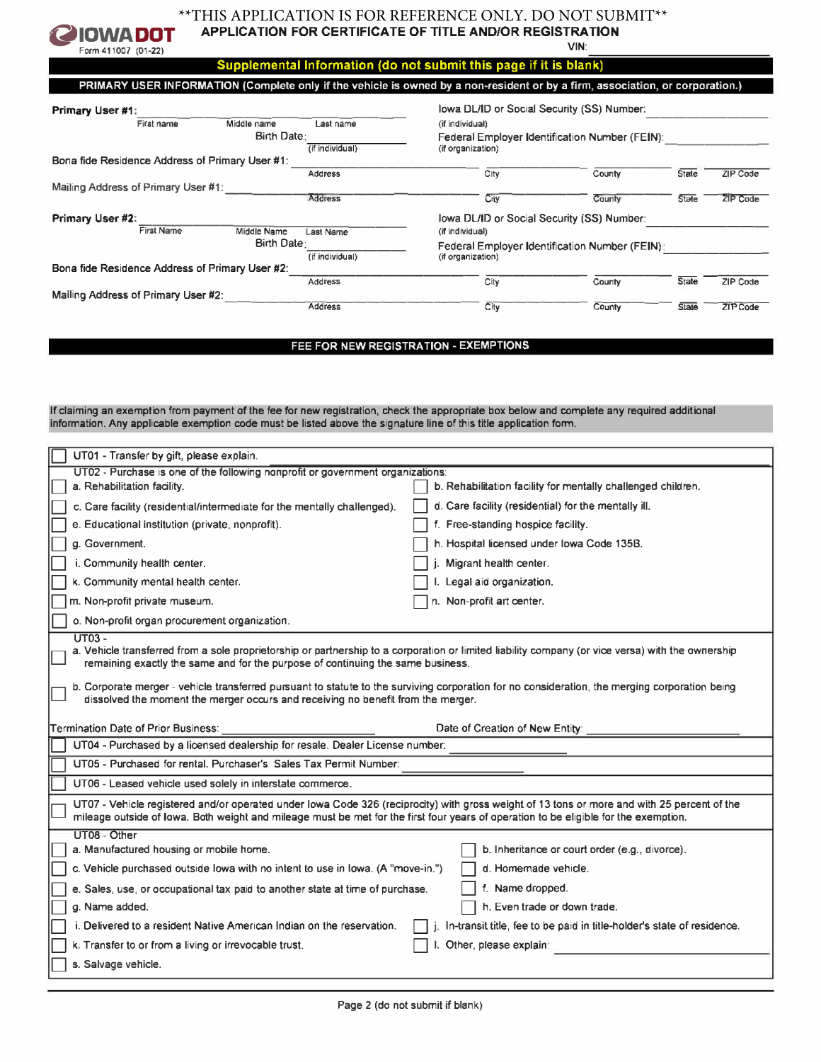\*\*THIS APPLICATION IS FOR REFERENCE ONLY. DO NOT SUBMIT\*\*

IOWA DOT
Form 411007 (01-22)

# APPLICATION FOR CERTIFICATE OF TITLE AND/OR REGISTRATION

VIN: ______________________

## Supplemental Information (do not submit this page if it is blank)

### PRIMARY USER INFORMATION (Complete only if the vehicle is owned by a non-resident or by a firm, association, or corporation.)

**Primary User #1:** ______________________ (First name / Middle name / Last name)

Birth Date: __________ (if individual)

Iowa DL/ID or Social Security (SS) Number: __________ (if individual)

Federal Employer Identification Number (FEIN): __________ (if organization)

Bona fide Residence Address of Primary User #1: ______________________ (Address / City / County / State / ZIP Code)

Mailing Address of Primary User #1: ______________________ (Address / City / County / State / ZIP Code)

**Primary User #2:** ______________________ (First Name / Middle Name / Last Name)

Birth Date: __________ (if individual)

Iowa DL/ID or Social Security (SS) Number: __________ (if individual)

Federal Employer Identification Number (FEIN): __________ (if organization)

Bona fide Residence Address of Primary User #2: ______________________ (Address / City / County / State / ZIP Code)

Mailing Address of Primary User #2: ______________________ (Address / City / County / State / ZIP Code)

### FEE FOR NEW REGISTRATION - EXEMPTIONS

If claiming an exemption from payment of the fee for new registration, check the appropriate box below and complete any required additional information. Any applicable exemption code must be listed above the signature line of this title application form.

☐ UT01 - Transfer by gift, please explain.

UT02 - Purchase is one of the following nonprofit or government organizations:

- ☐ a. Rehabilitation facility.
- ☐ b. Rehabilitation facility for mentally challenged children.
- ☐ c. Care facility (residential/intermediate for the mentally challenged).
- ☐ d. Care facility (residential) for the mentally ill.
- ☐ e. Educational institution (private, nonprofit).
- ☐ f. Free-standing hospice facility.
- ☐ g. Government.
- ☐ h. Hospital licensed under Iowa Code 135B.
- ☐ i. Community health center.
- ☐ j. Migrant health center.
- ☐ k. Community mental health center.
- ☐ l. Legal aid organization.
- ☐ m. Non-profit private museum.
- ☐ n. Non-profit art center.
- ☐ o. Non-profit organ procurement organization.

UT03 -

- ☐ a. Vehicle transferred from a sole proprietorship or partnership to a corporation or limited liability company (or vice versa) with the ownership remaining exactly the same and for the purpose of continuing the same business.
- ☐ b. Corporate merger - vehicle transferred pursuant to statute to the surviving corporation for no consideration, the merging corporation being dissolved the moment the merger occurs and receiving no benefit from the merger.

Termination Date of Prior Business: __________ Date of Creation of New Entity: __________

☐ UT04 - Purchased by a licensed dealership for resale. Dealer License number: __________

☐ UT05 - Purchased for rental. Purchaser's Sales Tax Permit Number: __________

☐ UT06 - Leased vehicle used solely in interstate commerce.

☐ UT07 - Vehicle registered and/or operated under Iowa Code 326 (reciprocity) with gross weight of 13 tons or more and with 25 percent of the mileage outside of Iowa. Both weight and mileage must be met for the first four years of operation to be eligible for the exemption.

UT08 - Other

- ☐ a. Manufactured housing or mobile home.
- ☐ b. Inheritance or court order (e.g., divorce).
- ☐ c. Vehicle purchased outside Iowa with no intent to use in Iowa. (A "move-in.")
- ☐ d. Homemade vehicle.
- ☐ e. Sales, use, or occupational tax paid to another state at time of purchase.
- ☐ f. Name dropped.
- ☐ g. Name added.
- ☐ h. Even trade or down trade.
- ☐ i. Delivered to a resident Native American Indian on the reservation.
- ☐ j. In-transit title, fee to be paid in title-holder's state of residence.
- ☐ k. Transfer to or from a living or irrevocable trust.
- ☐ l. Other, please explain: __________
- ☐ s. Salvage vehicle.

Page 2 (do not submit if blank)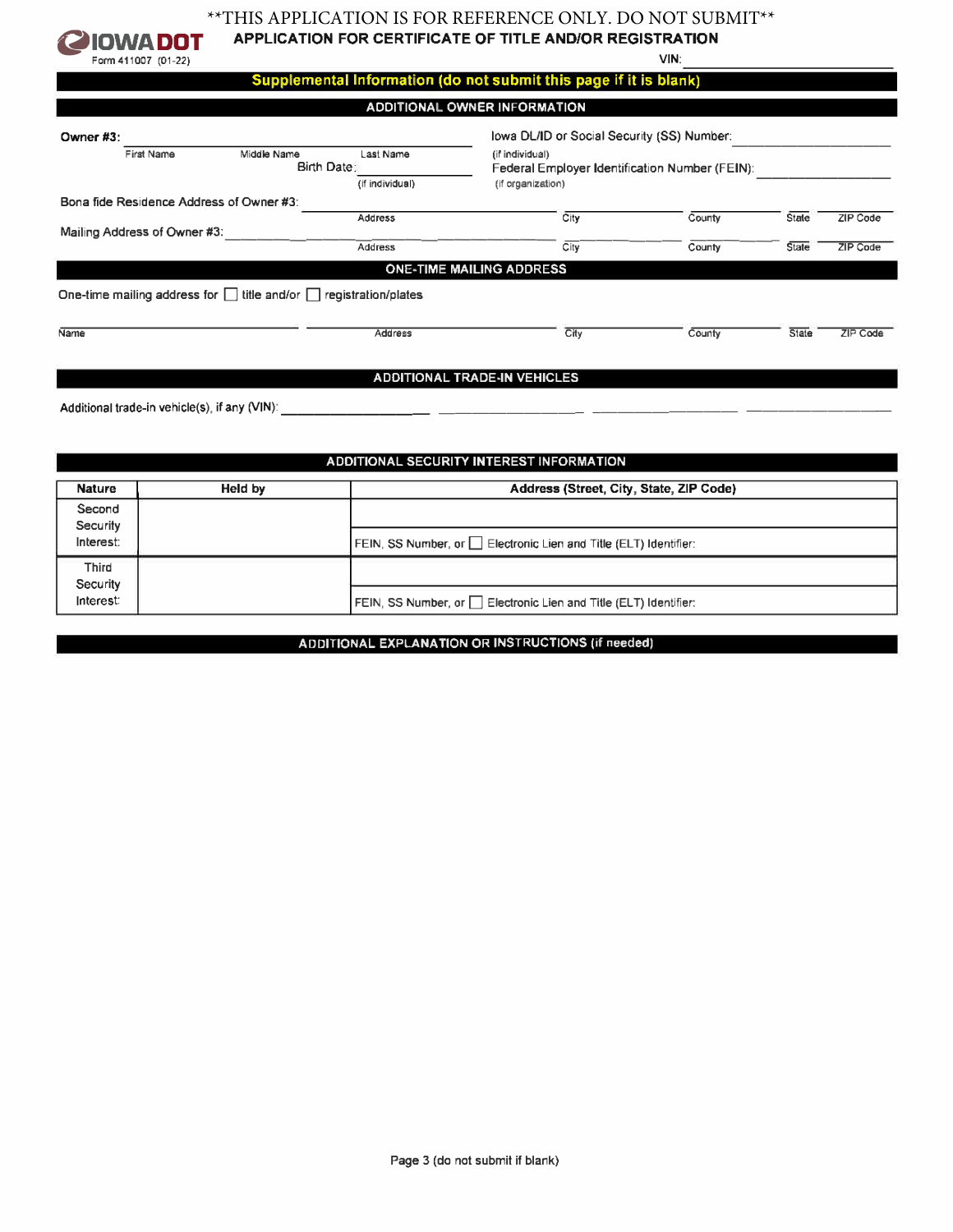**THIS APPLICATION IS FOR REFERENCE ONLY. DO NOT SUBMIT**

IOWA DOT

Form 411007 (01-22)

# APPLICATION FOR CERTIFICATE OF TITLE AND/OR REGISTRATION

VIN: ____________________

## Supplemental Information (do not submit this page if it is blank)

### ADDITIONAL OWNER INFORMATION

**Owner #3:** ______________________________
First Name Middle Name Last Name

Birth Date: ______________ (if individual)

Iowa DL/ID or Social Security (SS) Number: ______________ (if individual)

Federal Employer Identification Number (FEIN): ______________ (if organization)

Bona fide Residence Address of Owner #3: ______________________________
Address City County State ZIP Code

Mailing Address of Owner #3: ______________________________
Address City County State ZIP Code

### ONE-TIME MAILING ADDRESS

One-time mailing address for ☐ title and/or ☐ registration/plates

______________________________
Name Address City County State ZIP Code

### ADDITIONAL TRADE-IN VEHICLES

Additional trade-in vehicle(s), if any (VIN): ____________ ____________ ____________ ____________

### ADDITIONAL SECURITY INTEREST INFORMATION

| Nature | Held by | Address (Street, City, State, ZIP Code) |
|---|---|---|
| Second Security Interest: | | |
| | | FEIN, SS Number, or ☐ Electronic Lien and Title (ELT) Identifier: |
| Third Security Interest: | | |
| | | FEIN, SS Number, or ☐ Electronic Lien and Title (ELT) Identifier: |

### ADDITIONAL EXPLANATION OR INSTRUCTIONS (if needed)

Page 3 (do not submit if blank)